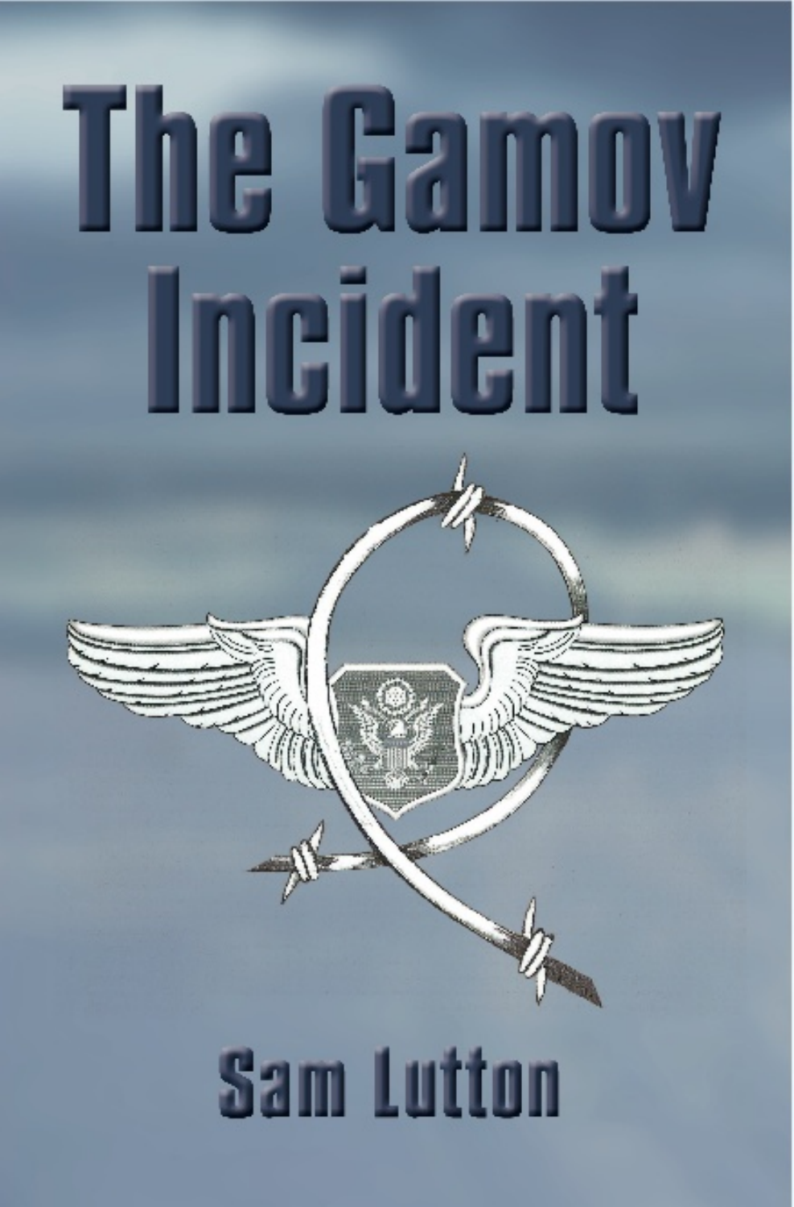# The Gamov Incident

Sam Lutton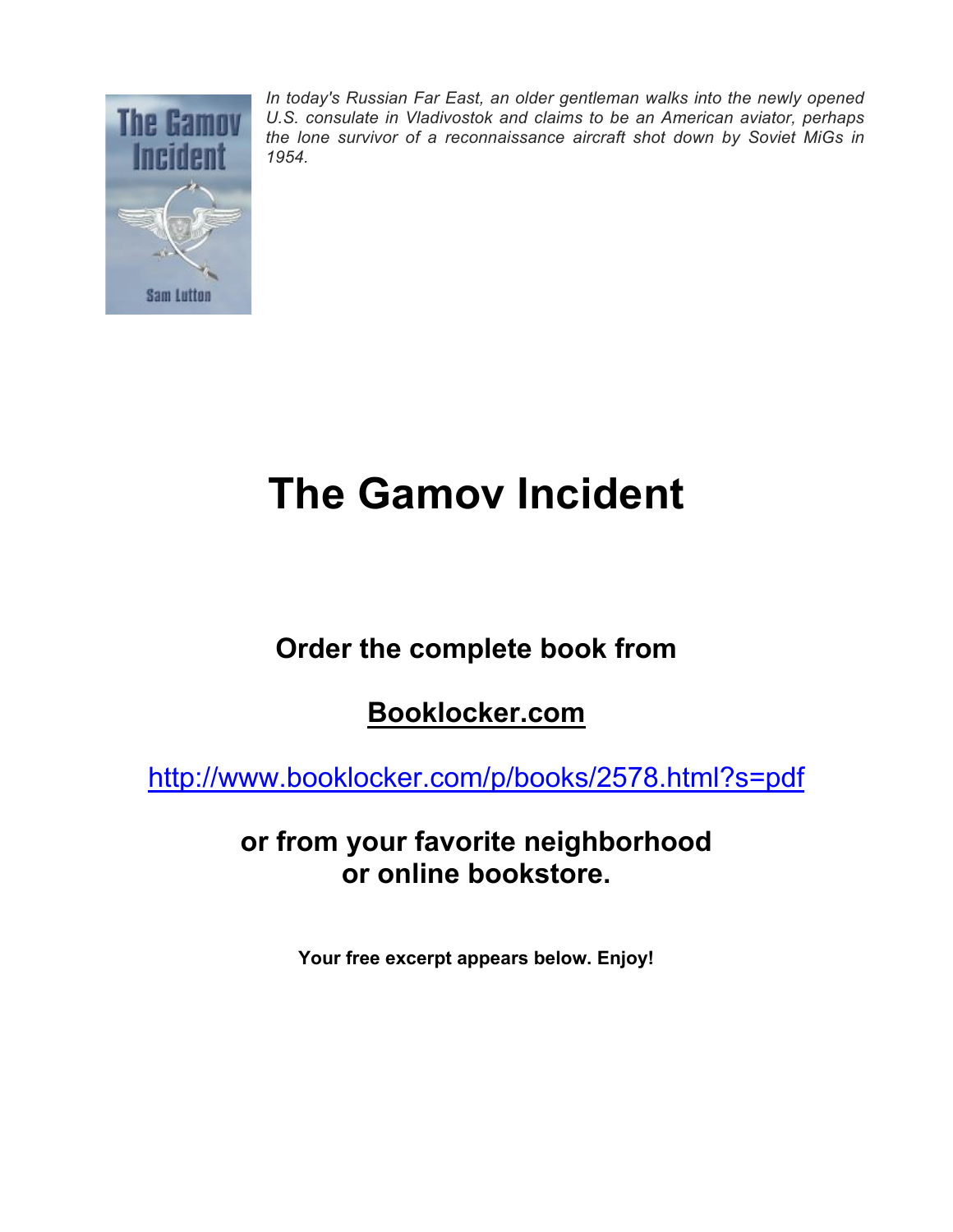*In today's Russian Far East, an older gentleman walks into the newly opened U.S. consulate in Vladivostok and claims to be an American aviator, perhaps the lone survivor of a reconnaissance aircraft shot down by Soviet MiGs in 1954.*

# The Gamov Incident

**Order the complete book from**

**Booklocker.com**

http://www.booklocker.com/p/books/2578.html?s=pdf

**or from your favorite neighborhood or online bookstore.**

**Your free excerpt appears below. Enjoy!**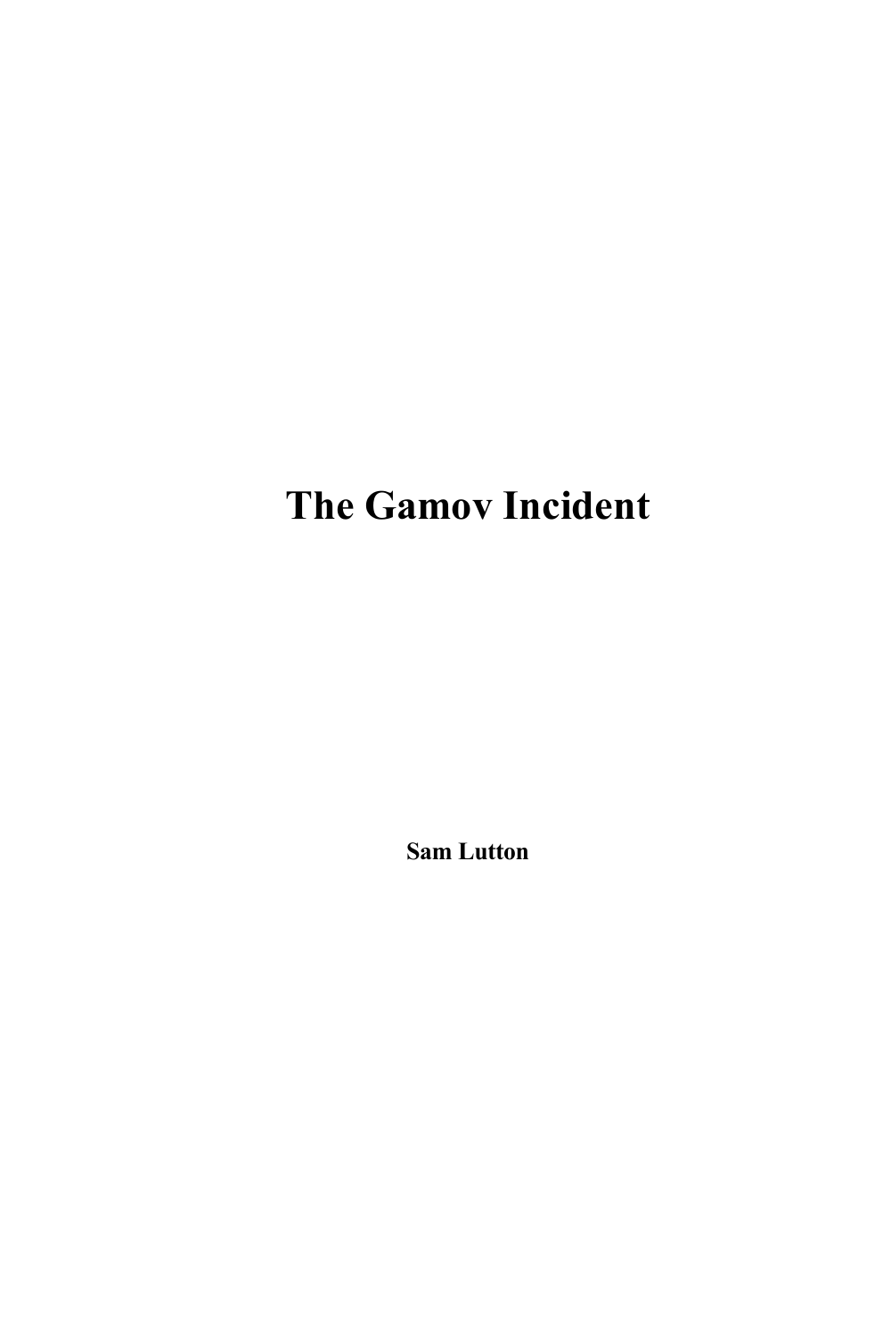# The Gamov Incident

**Sam Lutton**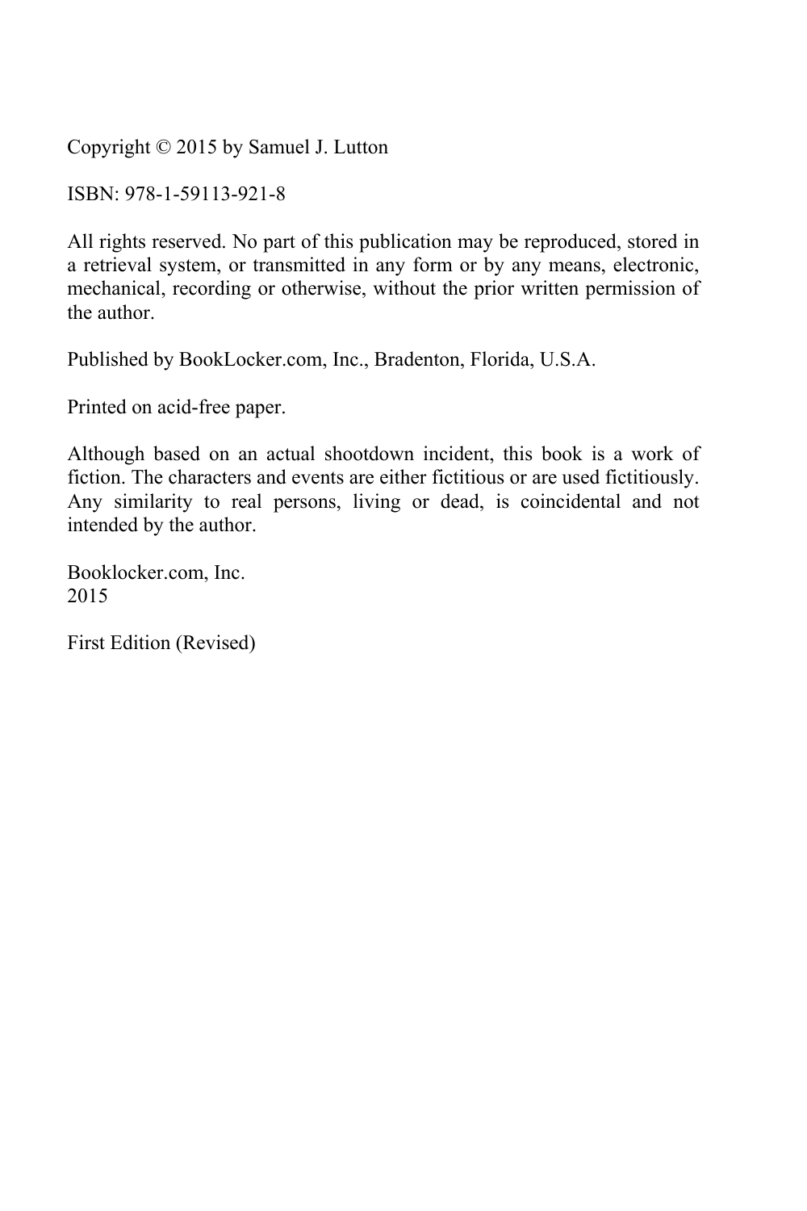Copyright © 2015 by Samuel J. Lutton

ISBN: 978-1-59113-921-8

All rights reserved. No part of this publication may be reproduced, stored in a retrieval system, or transmitted in any form or by any means, electronic, mechanical, recording or otherwise, without the prior written permission of the author.

Published by BookLocker.com, Inc., Bradenton, Florida, U.S.A.

Printed on acid-free paper.

Although based on an actual shootdown incident, this book is a work of fiction. The characters and events are either fictitious or are used fictitiously. Any similarity to real persons, living or dead, is coincidental and not intended by the author.

Booklocker.com, Inc.
2015

First Edition (Revised)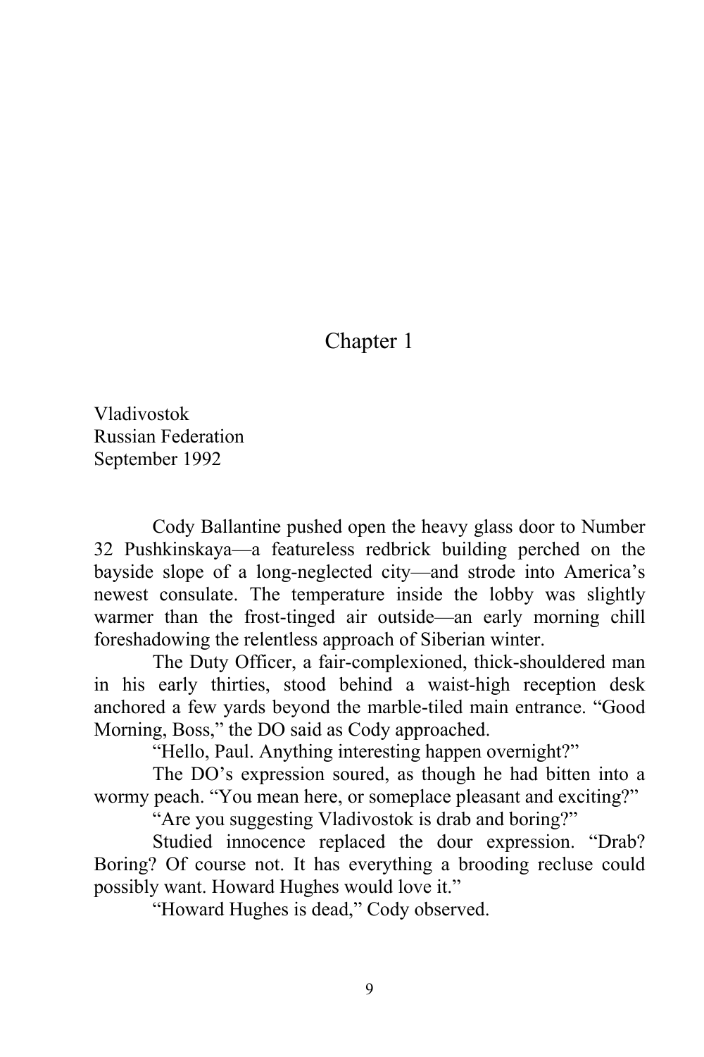# Chapter 1

Vladivostok
Russian Federation
September 1992

Cody Ballantine pushed open the heavy glass door to Number 32 Pushkinskaya—a featureless redbrick building perched on the bayside slope of a long-neglected city—and strode into America's newest consulate. The temperature inside the lobby was slightly warmer than the frost-tinged air outside—an early morning chill foreshadowing the relentless approach of Siberian winter.

The Duty Officer, a fair-complexioned, thick-shouldered man in his early thirties, stood behind a waist-high reception desk anchored a few yards beyond the marble-tiled main entrance. "Good Morning, Boss," the DO said as Cody approached.

"Hello, Paul. Anything interesting happen overnight?"

The DO's expression soured, as though he had bitten into a wormy peach. "You mean here, or someplace pleasant and exciting?"

"Are you suggesting Vladivostok is drab and boring?"

Studied innocence replaced the dour expression. "Drab? Boring? Of course not. It has everything a brooding recluse could possibly want. Howard Hughes would love it."

"Howard Hughes is dead," Cody observed.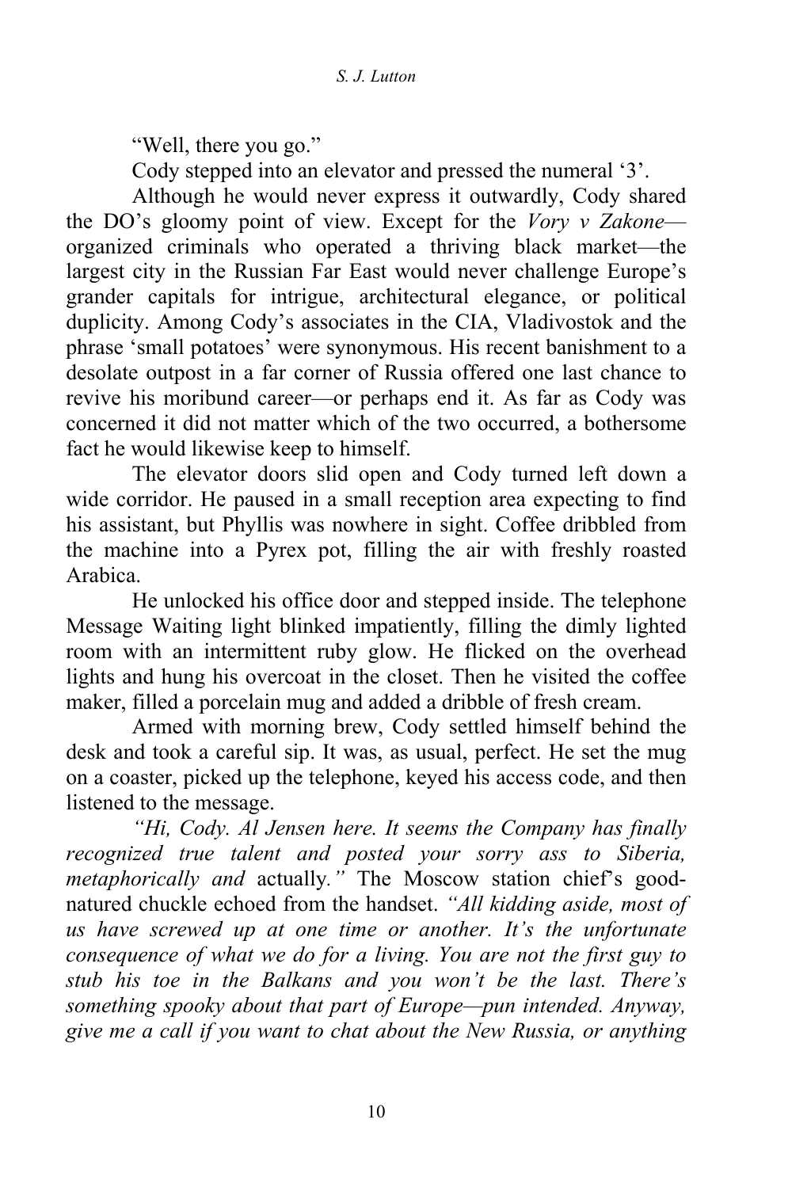"Well, there you go."

Cody stepped into an elevator and pressed the numeral '3'.

Although he would never express it outwardly, Cody shared the DO's gloomy point of view. Except for the *Vory v Zakone*—organized criminals who operated a thriving black market—the largest city in the Russian Far East would never challenge Europe's grander capitals for intrigue, architectural elegance, or political duplicity. Among Cody's associates in the CIA, Vladivostok and the phrase 'small potatoes' were synonymous. His recent banishment to a desolate outpost in a far corner of Russia offered one last chance to revive his moribund career—or perhaps end it. As far as Cody was concerned it did not matter which of the two occurred, a bothersome fact he would likewise keep to himself.

The elevator doors slid open and Cody turned left down a wide corridor. He paused in a small reception area expecting to find his assistant, but Phyllis was nowhere in sight. Coffee dribbled from the machine into a Pyrex pot, filling the air with freshly roasted Arabica.

He unlocked his office door and stepped inside. The telephone Message Waiting light blinked impatiently, filling the dimly lighted room with an intermittent ruby glow. He flicked on the overhead lights and hung his overcoat in the closet. Then he visited the coffee maker, filled a porcelain mug and added a dribble of fresh cream.

Armed with morning brew, Cody settled himself behind the desk and took a careful sip. It was, as usual, perfect. He set the mug on a coaster, picked up the telephone, keyed his access code, and then listened to the message.

*"Hi, Cody. Al Jensen here. It seems the Company has finally recognized true talent and posted your sorry ass to Siberia, metaphorically and* actually*."* The Moscow station chief's good-natured chuckle echoed from the handset. *"All kidding aside, most of us have screwed up at one time or another. It's the unfortunate consequence of what we do for a living. You are not the first guy to stub his toe in the Balkans and you won't be the last. There's something spooky about that part of Europe—pun intended. Anyway, give me a call if you want to chat about the New Russia, or anything*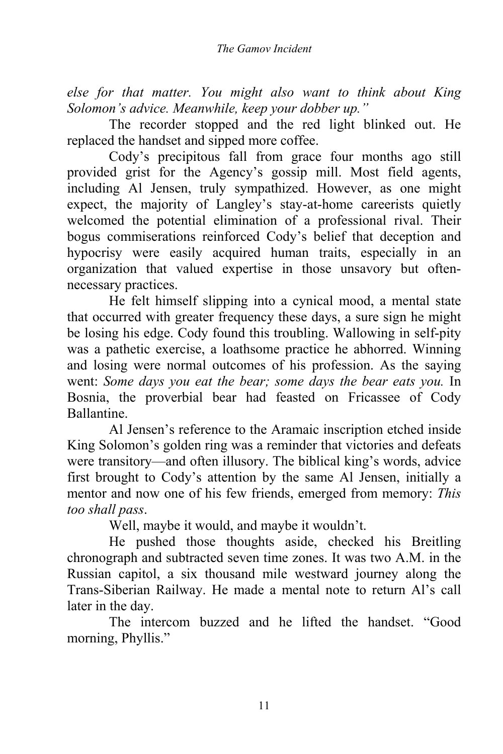*else for that matter. You might also want to think about King Solomon's advice. Meanwhile, keep your dobber up."*

The recorder stopped and the red light blinked out. He replaced the handset and sipped more coffee.

Cody's precipitous fall from grace four months ago still provided grist for the Agency's gossip mill. Most field agents, including Al Jensen, truly sympathized. However, as one might expect, the majority of Langley's stay-at-home careerists quietly welcomed the potential elimination of a professional rival. Their bogus commiserations reinforced Cody's belief that deception and hypocrisy were easily acquired human traits, especially in an organization that valued expertise in those unsavory but often-necessary practices.

He felt himself slipping into a cynical mood, a mental state that occurred with greater frequency these days, a sure sign he might be losing his edge. Cody found this troubling. Wallowing in self-pity was a pathetic exercise, a loathsome practice he abhorred. Winning and losing were normal outcomes of his profession. As the saying went: *Some days you eat the bear; some days the bear eats you.* In Bosnia, the proverbial bear had feasted on Fricassee of Cody Ballantine.

Al Jensen's reference to the Aramaic inscription etched inside King Solomon's golden ring was a reminder that victories and defeats were transitory—and often illusory. The biblical king's words, advice first brought to Cody's attention by the same Al Jensen, initially a mentor and now one of his few friends, emerged from memory: *This too shall pass*.

Well, maybe it would, and maybe it wouldn't.

He pushed those thoughts aside, checked his Breitling chronograph and subtracted seven time zones. It was two A.M. in the Russian capitol, a six thousand mile westward journey along the Trans-Siberian Railway. He made a mental note to return Al's call later in the day.

The intercom buzzed and he lifted the handset. "Good morning, Phyllis."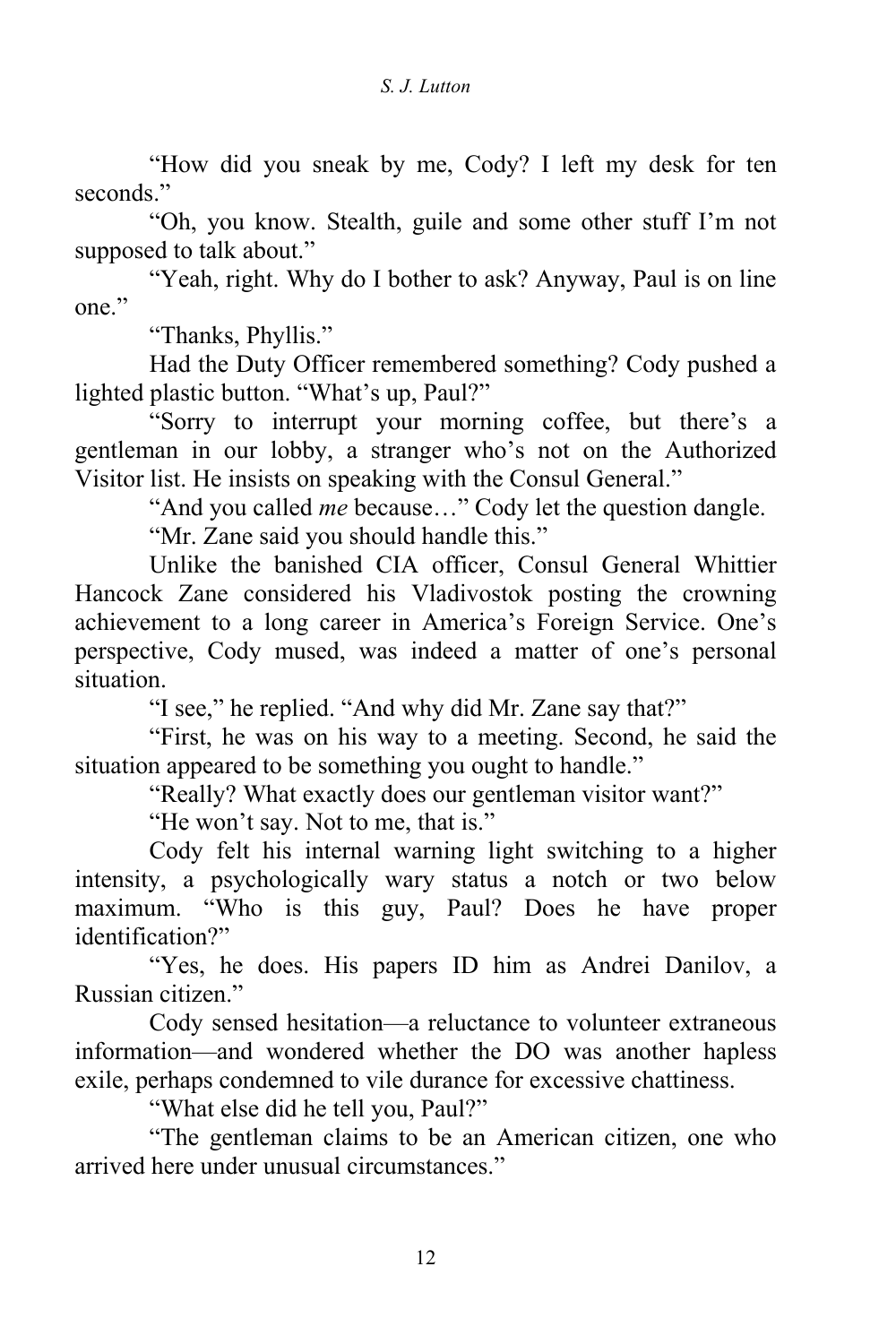"How did you sneak by me, Cody? I left my desk for ten seconds."

"Oh, you know. Stealth, guile and some other stuff I'm not supposed to talk about."

"Yeah, right. Why do I bother to ask? Anyway, Paul is on line one."

"Thanks, Phyllis."

Had the Duty Officer remembered something? Cody pushed a lighted plastic button. "What's up, Paul?"

"Sorry to interrupt your morning coffee, but there's a gentleman in our lobby, a stranger who's not on the Authorized Visitor list. He insists on speaking with the Consul General."

"And you called *me* because…" Cody let the question dangle.

"Mr. Zane said you should handle this."

Unlike the banished CIA officer, Consul General Whittier Hancock Zane considered his Vladivostok posting the crowning achievement to a long career in America's Foreign Service. One's perspective, Cody mused, was indeed a matter of one's personal situation.

"I see," he replied. "And why did Mr. Zane say that?"

"First, he was on his way to a meeting. Second, he said the situation appeared to be something you ought to handle."

"Really? What exactly does our gentleman visitor want?"

"He won't say. Not to me, that is."

Cody felt his internal warning light switching to a higher intensity, a psychologically wary status a notch or two below maximum. "Who is this guy, Paul? Does he have proper identification?"

"Yes, he does. His papers ID him as Andrei Danilov, a Russian citizen."

Cody sensed hesitation—a reluctance to volunteer extraneous information—and wondered whether the DO was another hapless exile, perhaps condemned to vile durance for excessive chattiness.

"What else did he tell you, Paul?"

"The gentleman claims to be an American citizen, one who arrived here under unusual circumstances."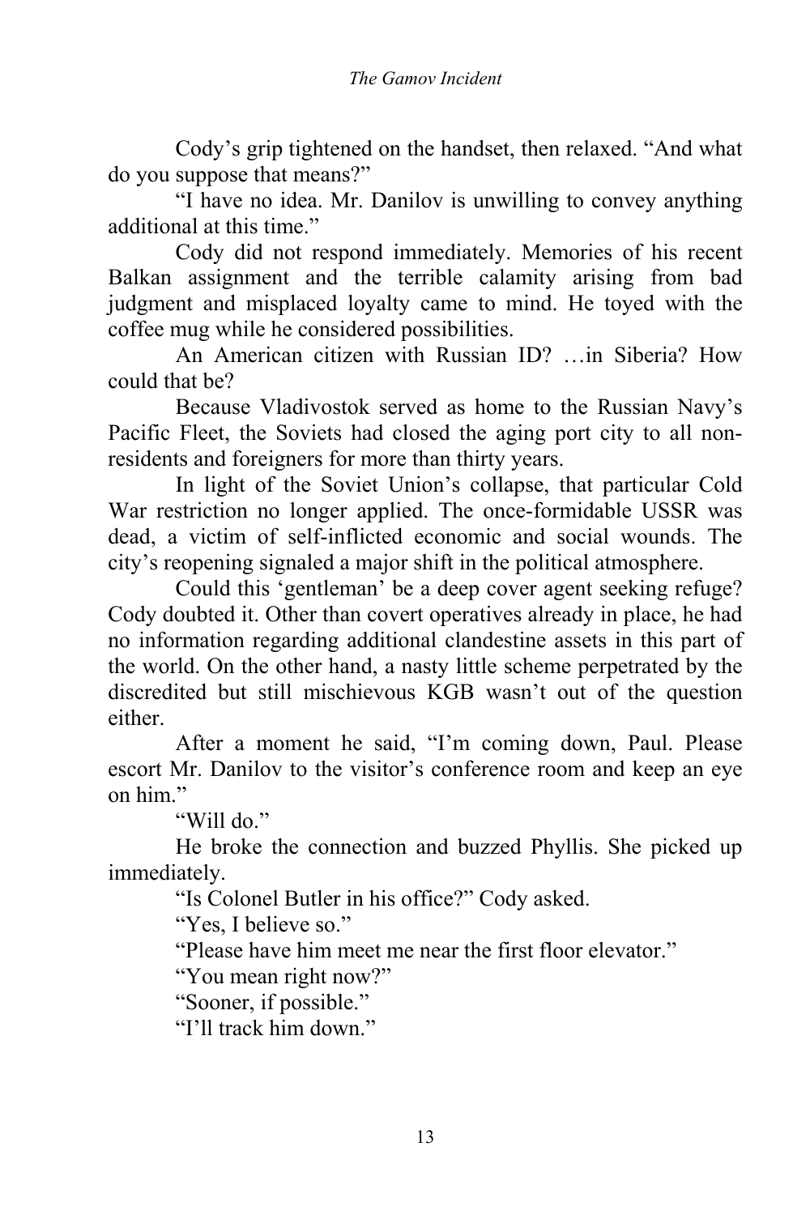Cody's grip tightened on the handset, then relaxed. "And what do you suppose that means?"

"I have no idea. Mr. Danilov is unwilling to convey anything additional at this time."

Cody did not respond immediately. Memories of his recent Balkan assignment and the terrible calamity arising from bad judgment and misplaced loyalty came to mind. He toyed with the coffee mug while he considered possibilities.

An American citizen with Russian ID? …in Siberia? How could that be?

Because Vladivostok served as home to the Russian Navy's Pacific Fleet, the Soviets had closed the aging port city to all non-residents and foreigners for more than thirty years.

In light of the Soviet Union's collapse, that particular Cold War restriction no longer applied. The once-formidable USSR was dead, a victim of self-inflicted economic and social wounds. The city's reopening signaled a major shift in the political atmosphere.

Could this 'gentleman' be a deep cover agent seeking refuge? Cody doubted it. Other than covert operatives already in place, he had no information regarding additional clandestine assets in this part of the world. On the other hand, a nasty little scheme perpetrated by the discredited but still mischievous KGB wasn't out of the question either.

After a moment he said, "I'm coming down, Paul. Please escort Mr. Danilov to the visitor's conference room and keep an eye on him."

"Will do."

He broke the connection and buzzed Phyllis. She picked up immediately.

"Is Colonel Butler in his office?" Cody asked.

"Yes, I believe so."

"Please have him meet me near the first floor elevator."

"You mean right now?"

"Sooner, if possible."

"I'll track him down."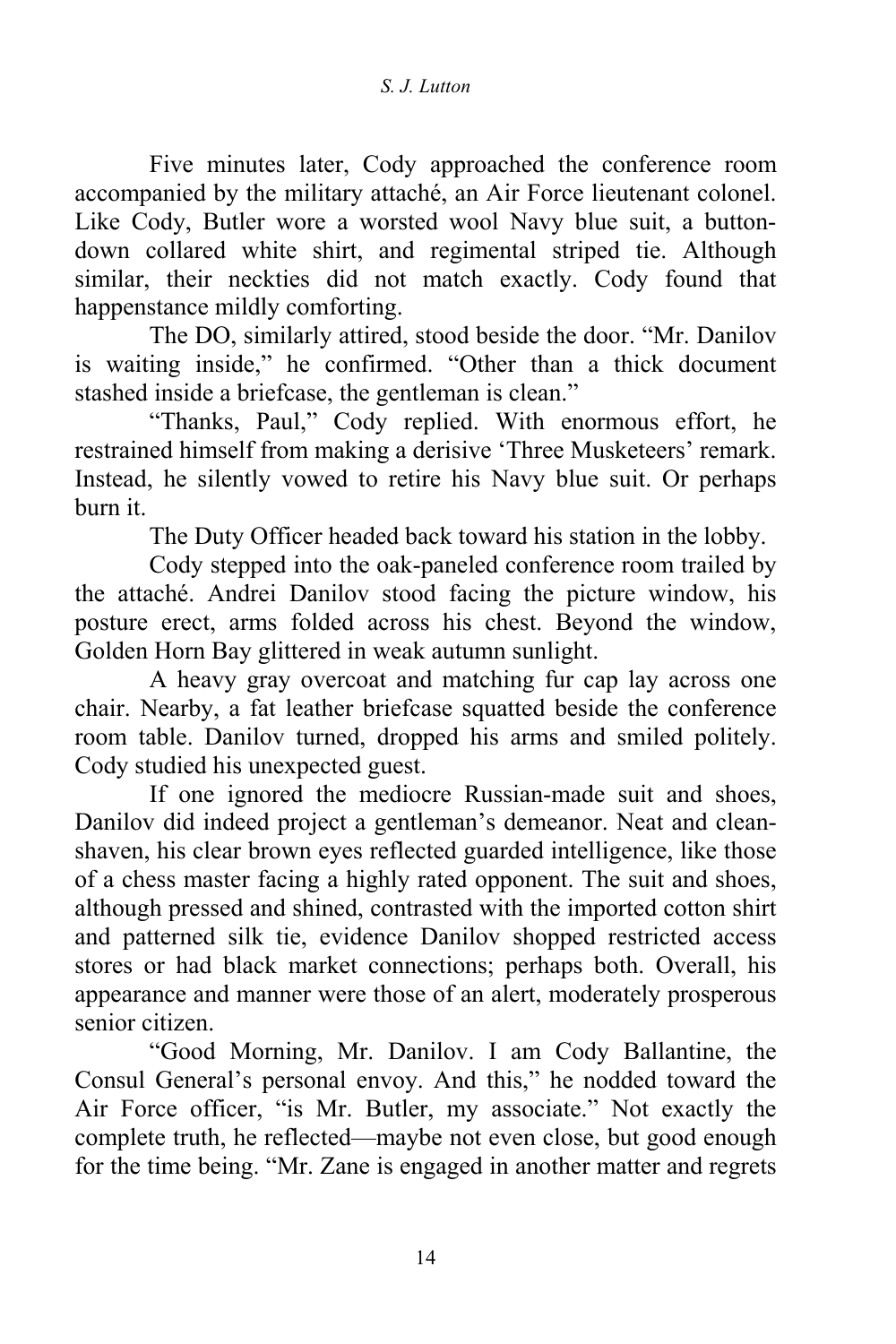Five minutes later, Cody approached the conference room accompanied by the military attaché, an Air Force lieutenant colonel. Like Cody, Butler wore a worsted wool Navy blue suit, a button-down collared white shirt, and regimental striped tie. Although similar, their neckties did not match exactly. Cody found that happenstance mildly comforting.

The DO, similarly attired, stood beside the door. "Mr. Danilov is waiting inside," he confirmed. "Other than a thick document stashed inside a briefcase, the gentleman is clean."

"Thanks, Paul," Cody replied. With enormous effort, he restrained himself from making a derisive 'Three Musketeers' remark. Instead, he silently vowed to retire his Navy blue suit. Or perhaps burn it.

The Duty Officer headed back toward his station in the lobby.

Cody stepped into the oak-paneled conference room trailed by the attaché. Andrei Danilov stood facing the picture window, his posture erect, arms folded across his chest. Beyond the window, Golden Horn Bay glittered in weak autumn sunlight.

A heavy gray overcoat and matching fur cap lay across one chair. Nearby, a fat leather briefcase squatted beside the conference room table. Danilov turned, dropped his arms and smiled politely. Cody studied his unexpected guest.

If one ignored the mediocre Russian-made suit and shoes, Danilov did indeed project a gentleman's demeanor. Neat and clean-shaven, his clear brown eyes reflected guarded intelligence, like those of a chess master facing a highly rated opponent. The suit and shoes, although pressed and shined, contrasted with the imported cotton shirt and patterned silk tie, evidence Danilov shopped restricted access stores or had black market connections; perhaps both. Overall, his appearance and manner were those of an alert, moderately prosperous senior citizen.

"Good Morning, Mr. Danilov. I am Cody Ballantine, the Consul General's personal envoy. And this," he nodded toward the Air Force officer, "is Mr. Butler, my associate." Not exactly the complete truth, he reflected—maybe not even close, but good enough for the time being. "Mr. Zane is engaged in another matter and regrets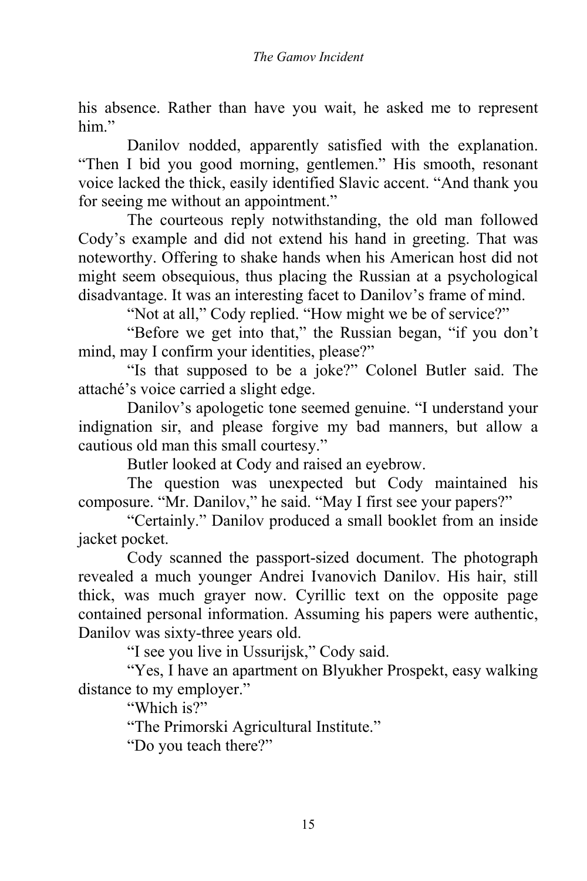his absence. Rather than have you wait, he asked me to represent him."

Danilov nodded, apparently satisfied with the explanation. "Then I bid you good morning, gentlemen." His smooth, resonant voice lacked the thick, easily identified Slavic accent. "And thank you for seeing me without an appointment."

The courteous reply notwithstanding, the old man followed Cody's example and did not extend his hand in greeting. That was noteworthy. Offering to shake hands when his American host did not might seem obsequious, thus placing the Russian at a psychological disadvantage. It was an interesting facet to Danilov's frame of mind.

"Not at all," Cody replied. "How might we be of service?"

"Before we get into that," the Russian began, "if you don't mind, may I confirm your identities, please?"

"Is that supposed to be a joke?" Colonel Butler said. The attaché's voice carried a slight edge.

Danilov's apologetic tone seemed genuine. "I understand your indignation sir, and please forgive my bad manners, but allow a cautious old man this small courtesy."

Butler looked at Cody and raised an eyebrow.

The question was unexpected but Cody maintained his composure. "Mr. Danilov," he said. "May I first see your papers?"

"Certainly." Danilov produced a small booklet from an inside jacket pocket.

Cody scanned the passport-sized document. The photograph revealed a much younger Andrei Ivanovich Danilov. His hair, still thick, was much grayer now. Cyrillic text on the opposite page contained personal information. Assuming his papers were authentic, Danilov was sixty-three years old.

"I see you live in Ussurijsk," Cody said.

"Yes, I have an apartment on Blyukher Prospekt, easy walking distance to my employer."

"Which is?"

"The Primorski Agricultural Institute."

"Do you teach there?"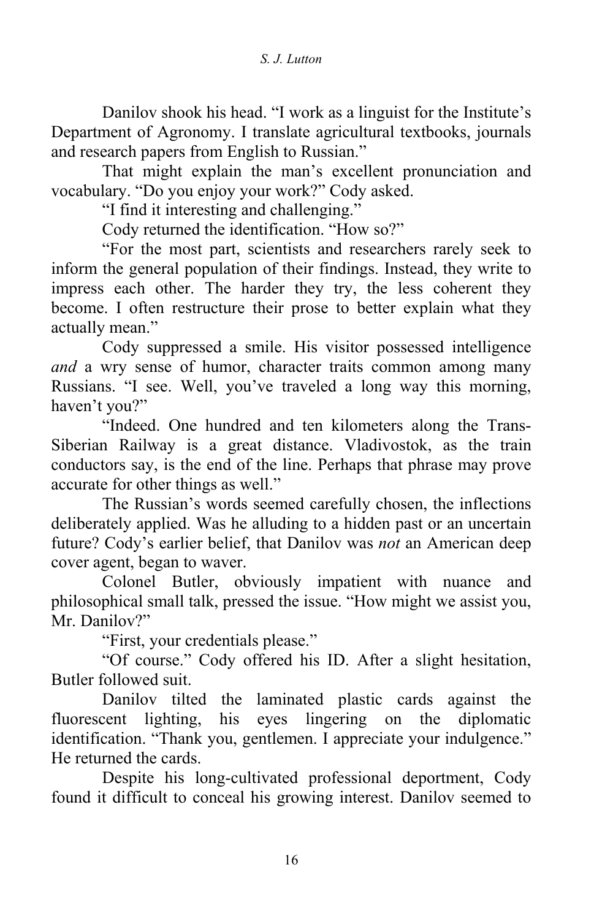Danilov shook his head. "I work as a linguist for the Institute's Department of Agronomy. I translate agricultural textbooks, journals and research papers from English to Russian."

That might explain the man's excellent pronunciation and vocabulary. "Do you enjoy your work?" Cody asked.

"I find it interesting and challenging."

Cody returned the identification. "How so?"

"For the most part, scientists and researchers rarely seek to inform the general population of their findings. Instead, they write to impress each other. The harder they try, the less coherent they become. I often restructure their prose to better explain what they actually mean."

Cody suppressed a smile. His visitor possessed intelligence *and* a wry sense of humor, character traits common among many Russians. "I see. Well, you've traveled a long way this morning, haven't you?"

"Indeed. One hundred and ten kilometers along the Trans-Siberian Railway is a great distance. Vladivostok, as the train conductors say, is the end of the line. Perhaps that phrase may prove accurate for other things as well."

The Russian's words seemed carefully chosen, the inflections deliberately applied. Was he alluding to a hidden past or an uncertain future? Cody's earlier belief, that Danilov was *not* an American deep cover agent, began to waver.

Colonel Butler, obviously impatient with nuance and philosophical small talk, pressed the issue. "How might we assist you, Mr. Danilov?"

"First, your credentials please."

"Of course." Cody offered his ID. After a slight hesitation, Butler followed suit.

Danilov tilted the laminated plastic cards against the fluorescent lighting, his eyes lingering on the diplomatic identification. "Thank you, gentlemen. I appreciate your indulgence." He returned the cards.

Despite his long-cultivated professional deportment, Cody found it difficult to conceal his growing interest. Danilov seemed to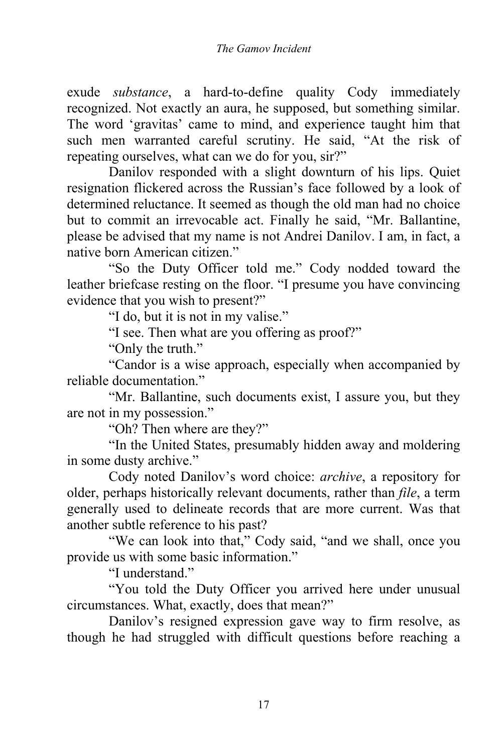exude *substance*, a hard-to-define quality Cody immediately recognized. Not exactly an aura, he supposed, but something similar. The word 'gravitas' came to mind, and experience taught him that such men warranted careful scrutiny. He said, "At the risk of repeating ourselves, what can we do for you, sir?"

Danilov responded with a slight downturn of his lips. Quiet resignation flickered across the Russian's face followed by a look of determined reluctance. It seemed as though the old man had no choice but to commit an irrevocable act. Finally he said, "Mr. Ballantine, please be advised that my name is not Andrei Danilov. I am, in fact, a native born American citizen."

"So the Duty Officer told me." Cody nodded toward the leather briefcase resting on the floor. "I presume you have convincing evidence that you wish to present?"

"I do, but it is not in my valise."

"I see. Then what are you offering as proof?"

"Only the truth."

"Candor is a wise approach, especially when accompanied by reliable documentation."

"Mr. Ballantine, such documents exist, I assure you, but they are not in my possession."

"Oh? Then where are they?"

"In the United States, presumably hidden away and moldering in some dusty archive."

Cody noted Danilov's word choice: *archive*, a repository for older, perhaps historically relevant documents, rather than *file*, a term generally used to delineate records that are more current. Was that another subtle reference to his past?

"We can look into that," Cody said, "and we shall, once you provide us with some basic information."

"I understand."

"You told the Duty Officer you arrived here under unusual circumstances. What, exactly, does that mean?"

Danilov's resigned expression gave way to firm resolve, as though he had struggled with difficult questions before reaching a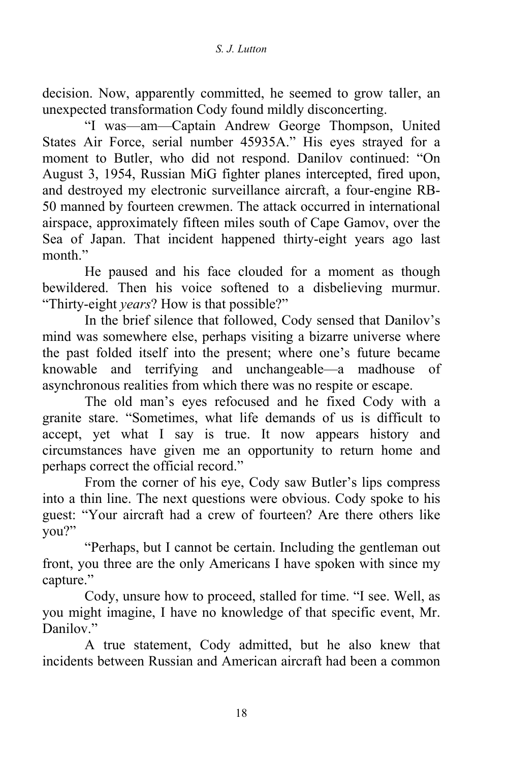decision. Now, apparently committed, he seemed to grow taller, an unexpected transformation Cody found mildly disconcerting.

"I was—am—Captain Andrew George Thompson, United States Air Force, serial number 45935A." His eyes strayed for a moment to Butler, who did not respond. Danilov continued: "On August 3, 1954, Russian MiG fighter planes intercepted, fired upon, and destroyed my electronic surveillance aircraft, a four-engine RB-50 manned by fourteen crewmen. The attack occurred in international airspace, approximately fifteen miles south of Cape Gamov, over the Sea of Japan. That incident happened thirty-eight years ago last month."

He paused and his face clouded for a moment as though bewildered. Then his voice softened to a disbelieving murmur. "Thirty-eight *years*? How is that possible?"

In the brief silence that followed, Cody sensed that Danilov's mind was somewhere else, perhaps visiting a bizarre universe where the past folded itself into the present; where one's future became knowable and terrifying and unchangeable—a madhouse of asynchronous realities from which there was no respite or escape.

The old man's eyes refocused and he fixed Cody with a granite stare. "Sometimes, what life demands of us is difficult to accept, yet what I say is true. It now appears history and circumstances have given me an opportunity to return home and perhaps correct the official record."

From the corner of his eye, Cody saw Butler's lips compress into a thin line. The next questions were obvious. Cody spoke to his guest: "Your aircraft had a crew of fourteen? Are there others like you?"

"Perhaps, but I cannot be certain. Including the gentleman out front, you three are the only Americans I have spoken with since my capture."

Cody, unsure how to proceed, stalled for time. "I see. Well, as you might imagine, I have no knowledge of that specific event, Mr. Danilov."

A true statement, Cody admitted, but he also knew that incidents between Russian and American aircraft had been a common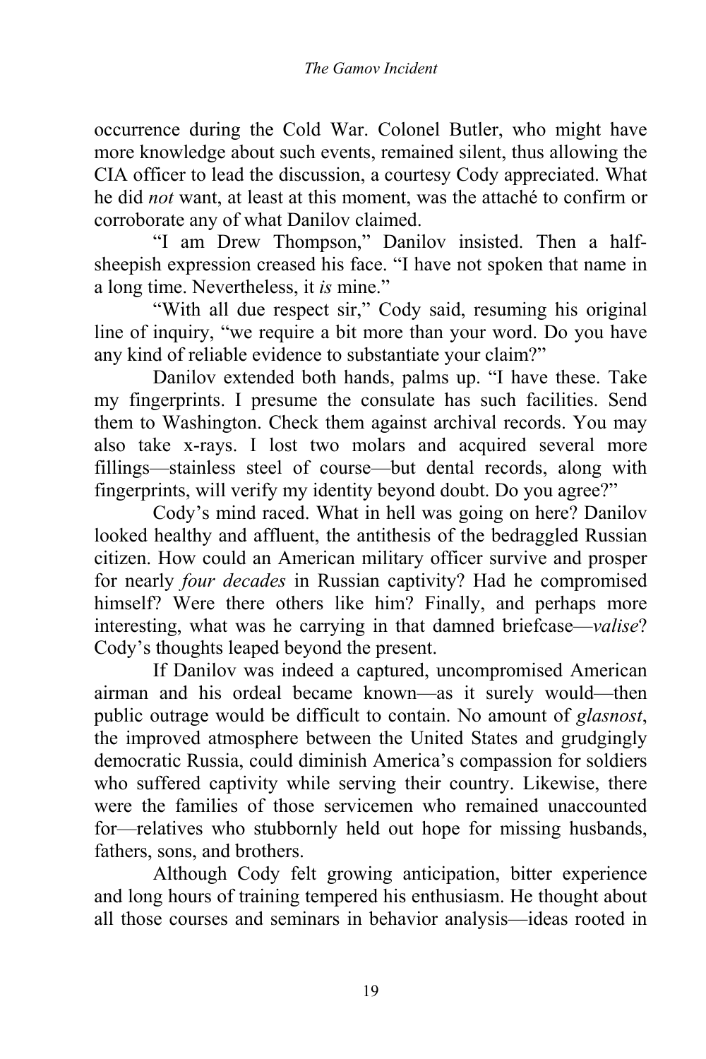occurrence during the Cold War. Colonel Butler, who might have more knowledge about such events, remained silent, thus allowing the CIA officer to lead the discussion, a courtesy Cody appreciated. What he did *not* want, at least at this moment, was the attaché to confirm or corroborate any of what Danilov claimed.

"I am Drew Thompson," Danilov insisted. Then a half-sheepish expression creased his face. "I have not spoken that name in a long time. Nevertheless, it *is* mine."

"With all due respect sir," Cody said, resuming his original line of inquiry, "we require a bit more than your word. Do you have any kind of reliable evidence to substantiate your claim?"

Danilov extended both hands, palms up. "I have these. Take my fingerprints. I presume the consulate has such facilities. Send them to Washington. Check them against archival records. You may also take x-rays. I lost two molars and acquired several more fillings—stainless steel of course—but dental records, along with fingerprints, will verify my identity beyond doubt. Do you agree?"

Cody's mind raced. What in hell was going on here? Danilov looked healthy and affluent, the antithesis of the bedraggled Russian citizen. How could an American military officer survive and prosper for nearly *four decades* in Russian captivity? Had he compromised himself? Were there others like him? Finally, and perhaps more interesting, what was he carrying in that damned briefcase—*valise*? Cody's thoughts leaped beyond the present.

If Danilov was indeed a captured, uncompromised American airman and his ordeal became known—as it surely would—then public outrage would be difficult to contain. No amount of *glasnost*, the improved atmosphere between the United States and grudgingly democratic Russia, could diminish America's compassion for soldiers who suffered captivity while serving their country. Likewise, there were the families of those servicemen who remained unaccounted for—relatives who stubbornly held out hope for missing husbands, fathers, sons, and brothers.

Although Cody felt growing anticipation, bitter experience and long hours of training tempered his enthusiasm. He thought about all those courses and seminars in behavior analysis—ideas rooted in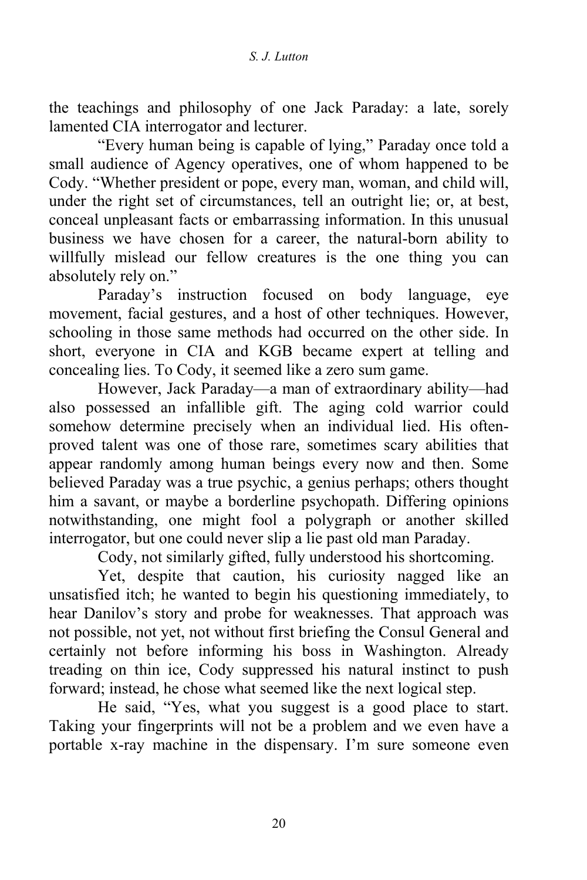the teachings and philosophy of one Jack Paraday: a late, sorely lamented CIA interrogator and lecturer.

"Every human being is capable of lying," Paraday once told a small audience of Agency operatives, one of whom happened to be Cody. "Whether president or pope, every man, woman, and child will, under the right set of circumstances, tell an outright lie; or, at best, conceal unpleasant facts or embarrassing information. In this unusual business we have chosen for a career, the natural-born ability to willfully mislead our fellow creatures is the one thing you can absolutely rely on."

Paraday's instruction focused on body language, eye movement, facial gestures, and a host of other techniques. However, schooling in those same methods had occurred on the other side. In short, everyone in CIA and KGB became expert at telling and concealing lies. To Cody, it seemed like a zero sum game.

However, Jack Paraday—a man of extraordinary ability—had also possessed an infallible gift. The aging cold warrior could somehow determine precisely when an individual lied. His often-proved talent was one of those rare, sometimes scary abilities that appear randomly among human beings every now and then. Some believed Paraday was a true psychic, a genius perhaps; others thought him a savant, or maybe a borderline psychopath. Differing opinions notwithstanding, one might fool a polygraph or another skilled interrogator, but one could never slip a lie past old man Paraday.

Cody, not similarly gifted, fully understood his shortcoming.

Yet, despite that caution, his curiosity nagged like an unsatisfied itch; he wanted to begin his questioning immediately, to hear Danilov's story and probe for weaknesses. That approach was not possible, not yet, not without first briefing the Consul General and certainly not before informing his boss in Washington. Already treading on thin ice, Cody suppressed his natural instinct to push forward; instead, he chose what seemed like the next logical step.

He said, "Yes, what you suggest is a good place to start. Taking your fingerprints will not be a problem and we even have a portable x-ray machine in the dispensary. I'm sure someone even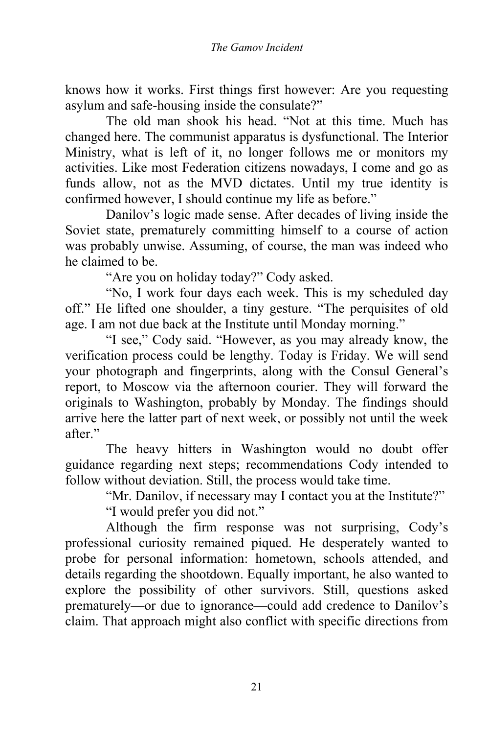knows how it works. First things first however: Are you requesting asylum and safe-housing inside the consulate?"

The old man shook his head. "Not at this time. Much has changed here. The communist apparatus is dysfunctional. The Interior Ministry, what is left of it, no longer follows me or monitors my activities. Like most Federation citizens nowadays, I come and go as funds allow, not as the MVD dictates. Until my true identity is confirmed however, I should continue my life as before."

Danilov's logic made sense. After decades of living inside the Soviet state, prematurely committing himself to a course of action was probably unwise. Assuming, of course, the man was indeed who he claimed to be.

"Are you on holiday today?" Cody asked.

"No, I work four days each week. This is my scheduled day off." He lifted one shoulder, a tiny gesture. "The perquisites of old age. I am not due back at the Institute until Monday morning."

"I see," Cody said. "However, as you may already know, the verification process could be lengthy. Today is Friday. We will send your photograph and fingerprints, along with the Consul General's report, to Moscow via the afternoon courier. They will forward the originals to Washington, probably by Monday. The findings should arrive here the latter part of next week, or possibly not until the week after."

The heavy hitters in Washington would no doubt offer guidance regarding next steps; recommendations Cody intended to follow without deviation. Still, the process would take time.

"Mr. Danilov, if necessary may I contact you at the Institute?"

"I would prefer you did not."

Although the firm response was not surprising, Cody's professional curiosity remained piqued. He desperately wanted to probe for personal information: hometown, schools attended, and details regarding the shootdown. Equally important, he also wanted to explore the possibility of other survivors. Still, questions asked prematurely—or due to ignorance—could add credence to Danilov's claim. That approach might also conflict with specific directions from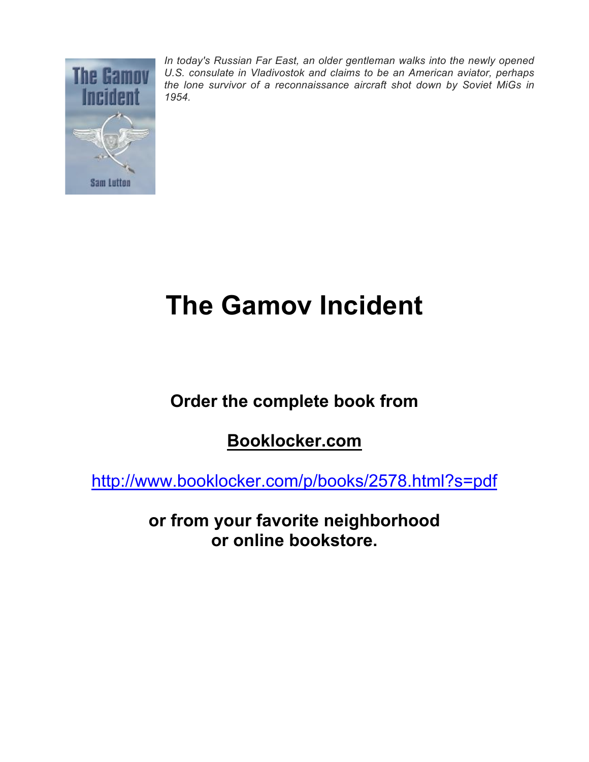*In today's Russian Far East, an older gentleman walks into the newly opened U.S. consulate in Vladivostok and claims to be an American aviator, perhaps the lone survivor of a reconnaissance aircraft shot down by Soviet MiGs in 1954.*

# The Gamov Incident

**Order the complete book from**

**Booklocker.com**

http://www.booklocker.com/p/books/2578.html?s=pdf

**or from your favorite neighborhood or online bookstore.**